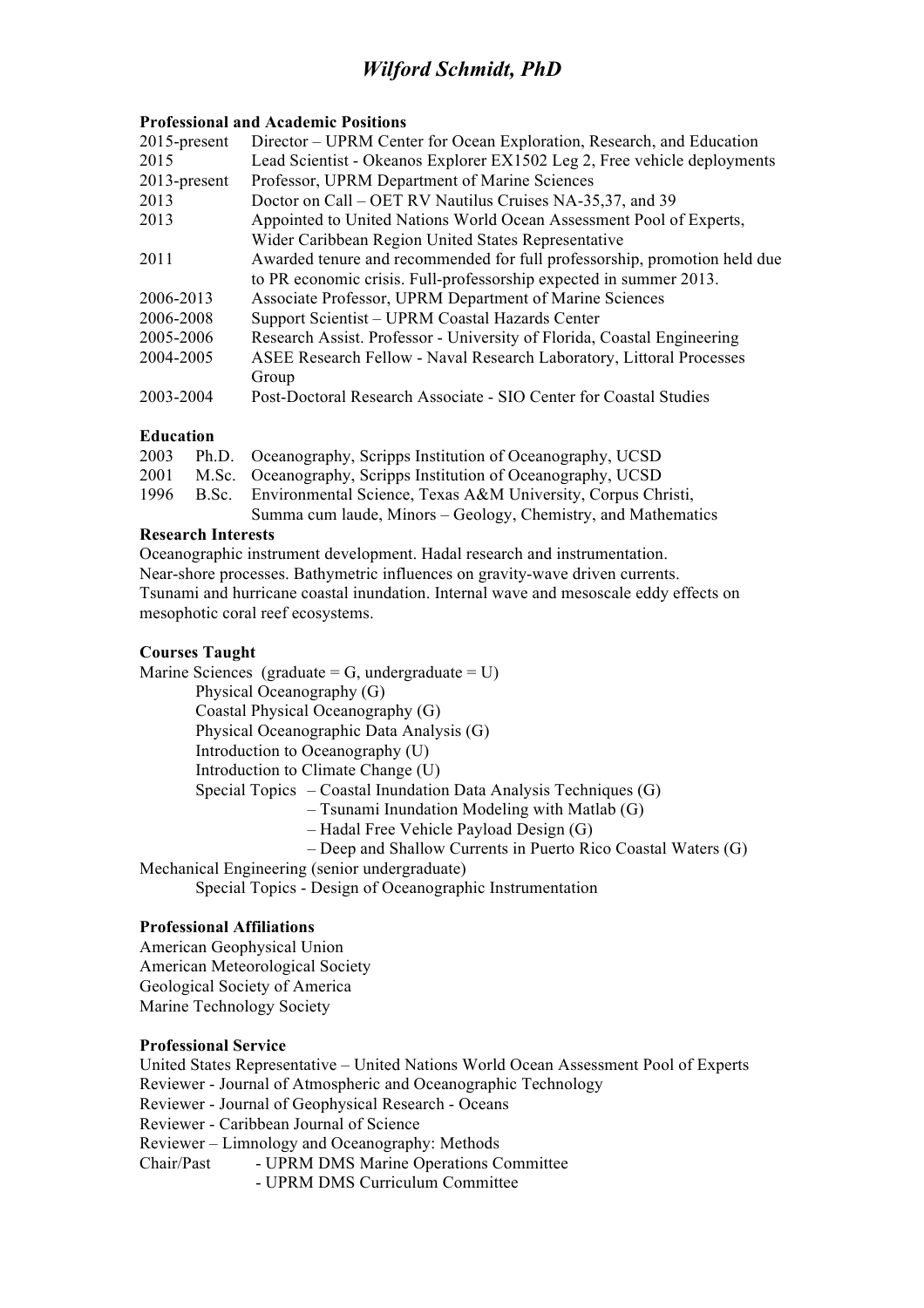# *Wilford Schmidt, PhD*

**Professional and Academic Positions**

| | |
|---|---|
| 2015-present | Director – UPRM Center for Ocean Exploration, Research, and Education |
| 2015 | Lead Scientist - Okeanos Explorer EX1502 Leg 2, Free vehicle deployments |
| 2013-present | Professor, UPRM Department of Marine Sciences |
| 2013 | Doctor on Call – OET RV Nautilus Cruises NA-35,37, and 39 |
| 2013 | Appointed to United Nations World Ocean Assessment Pool of Experts, Wider Caribbean Region United States Representative |
| 2011 | Awarded tenure and recommended for full professorship, promotion held due to PR economic crisis. Full-professorship expected in summer 2013. |
| 2006-2013 | Associate Professor, UPRM Department of Marine Sciences |
| 2006-2008 | Support Scientist – UPRM Coastal Hazards Center |
| 2005-2006 | Research Assist. Professor - University of Florida, Coastal Engineering |
| 2004-2005 | ASEE Research Fellow - Naval Research Laboratory, Littoral Processes Group |
| 2003-2004 | Post-Doctoral Research Associate - SIO Center for Coastal Studies |

**Education**

| | | |
|---|---|---|
| 2003 | Ph.D. | Oceanography, Scripps Institution of Oceanography, UCSD |
| 2001 | M.Sc. | Oceanography, Scripps Institution of Oceanography, UCSD |
| 1996 | B.Sc. | Environmental Science, Texas A&M University, Corpus Christi, Summa cum laude, Minors – Geology, Chemistry, and Mathematics |

**Research Interests**

Oceanographic instrument development. Hadal research and instrumentation.
Near-shore processes. Bathymetric influences on gravity-wave driven currents.
Tsunami and hurricane coastal inundation. Internal wave and mesoscale eddy effects on mesophotic coral reef ecosystems.

**Courses Taught**

Marine Sciences (graduate = G, undergraduate = U)

- Physical Oceanography (G)
- Coastal Physical Oceanography (G)
- Physical Oceanographic Data Analysis (G)
- Introduction to Oceanography (U)
- Introduction to Climate Change (U)
- Special Topics
  - Coastal Inundation Data Analysis Techniques (G)
  - Tsunami Inundation Modeling with Matlab (G)
  - Hadal Free Vehicle Payload Design (G)
  - Deep and Shallow Currents in Puerto Rico Coastal Waters (G)

Mechanical Engineering (senior undergraduate)

- Special Topics - Design of Oceanographic Instrumentation

**Professional Affiliations**

American Geophysical Union
American Meteorological Society
Geological Society of America
Marine Technology Society

**Professional Service**

United States Representative – United Nations World Ocean Assessment Pool of Experts
Reviewer - Journal of Atmospheric and Oceanographic Technology
Reviewer - Journal of Geophysical Research - Oceans
Reviewer - Caribbean Journal of Science
Reviewer – Limnology and Oceanography: Methods
Chair/Past - UPRM DMS Marine Operations Committee
- UPRM DMS Curriculum Committee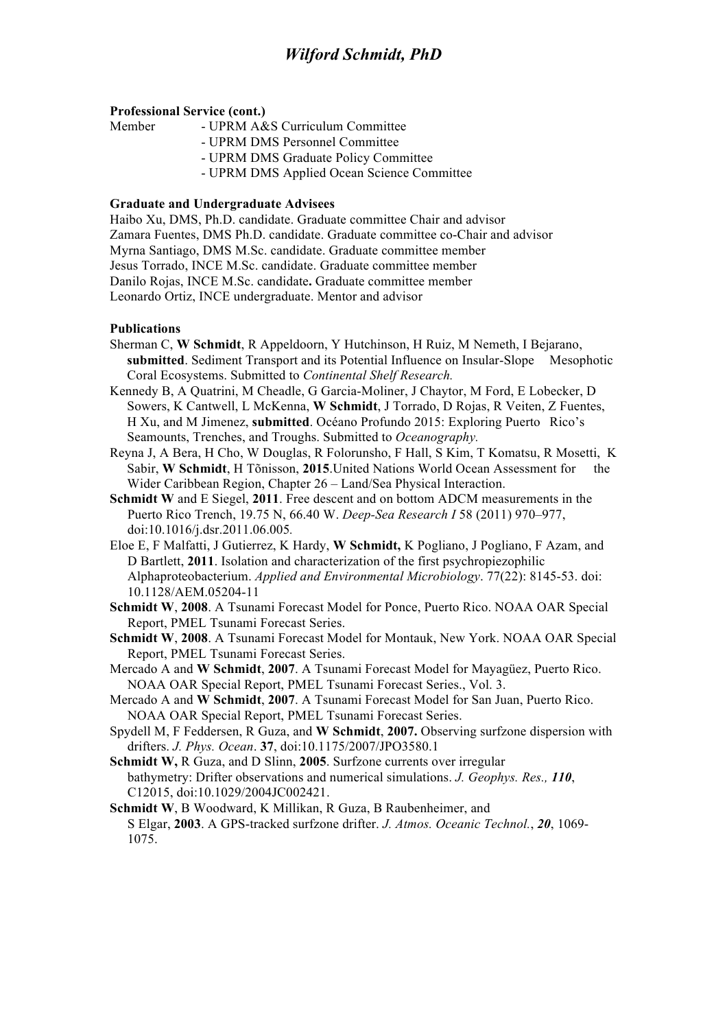**Professional Service (cont.)**

Member
- UPRM A&S Curriculum Committee
- UPRM DMS Personnel Committee
- UPRM DMS Graduate Policy Committee
- UPRM DMS Applied Ocean Science Committee

**Graduate and Undergraduate Advisees**

Haibo Xu, DMS, Ph.D. candidate. Graduate committee Chair and advisor
Zamara Fuentes, DMS Ph.D. candidate. Graduate committee co-Chair and advisor
Myrna Santiago, DMS M.Sc. candidate. Graduate committee member
Jesus Torrado, INCE M.Sc. candidate. Graduate committee member
Danilo Rojas, INCE M.Sc. candidate**.** Graduate committee member
Leonardo Ortiz, INCE undergraduate. Mentor and advisor

**Publications**

Sherman C, **W Schmidt**, R Appeldoorn, Y Hutchinson, H Ruiz, M Nemeth, I Bejarano, **submitted**. Sediment Transport and its Potential Influence on Insular-Slope Mesophotic Coral Ecosystems. Submitted to *Continental Shelf Research.*

Kennedy B, A Quatrini, M Cheadle, G Garcia-Moliner, J Chaytor, M Ford, E Lobecker, D Sowers, K Cantwell, L McKenna, **W Schmidt**, J Torrado, D Rojas, R Veiten, Z Fuentes, H Xu, and M Jimenez, **submitted**. Océano Profundo 2015: Exploring Puerto Rico's Seamounts, Trenches, and Troughs. Submitted to *Oceanography.*

Reyna J, A Bera, H Cho, W Douglas, R Folorunsho, F Hall, S Kim, T Komatsu, R Mosetti, K Sabir, **W Schmidt**, H Tõnisson, **2015**.United Nations World Ocean Assessment for the Wider Caribbean Region, Chapter 26 – Land/Sea Physical Interaction.

**Schmidt W** and E Siegel, **2011**. Free descent and on bottom ADCM measurements in the Puerto Rico Trench, 19.75 N, 66.40 W. *Deep-Sea Research I* 58 (2011) 970–977, doi:10.1016/j.dsr.2011.06.005.

Eloe E, F Malfatti, J Gutierrez, K Hardy, **W Schmidt,** K Pogliano, J Pogliano, F Azam, and D Bartlett, **2011**. Isolation and characterization of the first psychropiezophilic Alphaproteobacterium. *Applied and Environmental Microbiology*. 77(22): 8145-53. doi: 10.1128/AEM.05204-11

**Schmidt W**, **2008**. A Tsunami Forecast Model for Ponce, Puerto Rico. NOAA OAR Special Report, PMEL Tsunami Forecast Series.

**Schmidt W**, **2008**. A Tsunami Forecast Model for Montauk, New York. NOAA OAR Special Report, PMEL Tsunami Forecast Series.

Mercado A and **W Schmidt**, **2007**. A Tsunami Forecast Model for Mayagüez, Puerto Rico. NOAA OAR Special Report, PMEL Tsunami Forecast Series., Vol. 3.

Mercado A and **W Schmidt**, **2007**. A Tsunami Forecast Model for San Juan, Puerto Rico. NOAA OAR Special Report, PMEL Tsunami Forecast Series.

Spydell M, F Feddersen, R Guza, and **W Schmidt**, **2007.** Observing surfzone dispersion with drifters. *J. Phys. Ocean*. **37**, doi:10.1175/2007/JPO3580.1

**Schmidt W,** R Guza, and D Slinn, **2005**. Surfzone currents over irregular bathymetry: Drifter observations and numerical simulations. *J. Geophys. Res., **110***, C12015, doi:10.1029/2004JC002421.

**Schmidt W**, B Woodward, K Millikan, R Guza, B Raubenheimer, and S Elgar, **2003**. A GPS-tracked surfzone drifter. *J. Atmos. Oceanic Technol.*, ***20***, 1069-1075.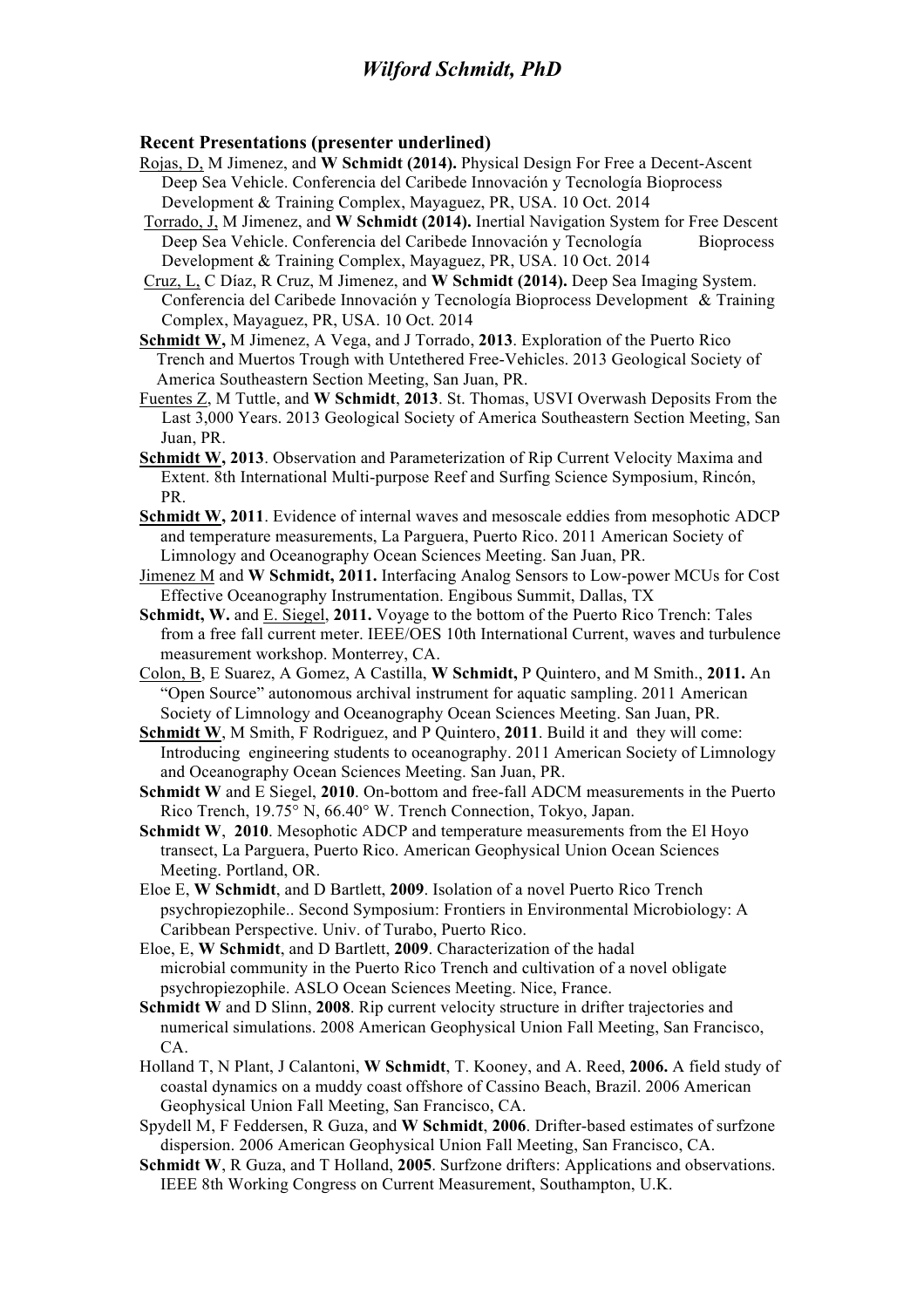**Recent Presentations (presenter underlined)**

<u>Rojas, D,</u> M Jimenez, and **W Schmidt (2014).** Physical Design For Free a Decent-Ascent Deep Sea Vehicle. Conferencia del Caribede Innovación y Tecnología Bioprocess Development & Training Complex, Mayaguez, PR, USA. 10 Oct. 2014

<u>Torrado, J,</u> M Jimenez, and **W Schmidt (2014).** Inertial Navigation System for Free Descent Deep Sea Vehicle. Conferencia del Caribede Innovación y Tecnología Bioprocess Development & Training Complex, Mayaguez, PR, USA. 10 Oct. 2014

<u>Cruz, L,</u> C Díaz, R Cruz, M Jimenez, and **W Schmidt (2014).** Deep Sea Imaging System. Conferencia del Caribede Innovación y Tecnología Bioprocess Development & Training Complex, Mayaguez, PR, USA. 10 Oct. 2014

<u>**Schmidt W,**</u> M Jimenez, A Vega, and J Torrado, **2013**. Exploration of the Puerto Rico Trench and Muertos Trough with Untethered Free-Vehicles. 2013 Geological Society of America Southeastern Section Meeting, San Juan, PR.

<u>Fuentes Z</u>, M Tuttle, and **W Schmidt**, **2013**. St. Thomas, USVI Overwash Deposits From the Last 3,000 Years. 2013 Geological Society of America Southeastern Section Meeting, San Juan, PR.

<u>**Schmidt W,**</u> **2013**. Observation and Parameterization of Rip Current Velocity Maxima and Extent. 8th International Multi-purpose Reef and Surfing Science Symposium, Rincón, PR.

<u>**Schmidt W,**</u> **2011**. Evidence of internal waves and mesoscale eddies from mesophotic ADCP and temperature measurements, La Parguera, Puerto Rico. 2011 American Society of Limnology and Oceanography Ocean Sciences Meeting. San Juan, PR.

<u>Jimenez M</u> and **W Schmidt, 2011.** Interfacing Analog Sensors to Low-power MCUs for Cost Effective Oceanography Instrumentation. Engibous Summit, Dallas, TX

**Schmidt, W.** and <u>E. Siegel</u>, **2011.** Voyage to the bottom of the Puerto Rico Trench: Tales from a free fall current meter. IEEE/OES 10th International Current, waves and turbulence measurement workshop. Monterrey, CA.

<u>Colon, B</u>, E Suarez, A Gomez, A Castilla, **W Schmidt,** P Quintero, and M Smith., **2011.** An "Open Source" autonomous archival instrument for aquatic sampling. 2011 American Society of Limnology and Oceanography Ocean Sciences Meeting. San Juan, PR.

<u>**Schmidt W**</u>, M Smith, F Rodriguez, and P Quintero, **2011**. Build it and they will come: Introducing engineering students to oceanography. 2011 American Society of Limnology and Oceanography Ocean Sciences Meeting. San Juan, PR.

**Schmidt W** and E Siegel, **2010**. On-bottom and free-fall ADCM measurements in the Puerto Rico Trench, 19.75° N, 66.40° W. Trench Connection, Tokyo, Japan.

**Schmidt W**, **2010**. Mesophotic ADCP and temperature measurements from the El Hoyo transect, La Parguera, Puerto Rico. American Geophysical Union Ocean Sciences Meeting. Portland, OR.

Eloe E, **W Schmidt**, and D Bartlett, **2009**. Isolation of a novel Puerto Rico Trench psychropiezophile.. Second Symposium: Frontiers in Environmental Microbiology: A Caribbean Perspective. Univ. of Turabo, Puerto Rico.

Eloe, E, **W Schmidt**, and D Bartlett, **2009**. Characterization of the hadal microbial community in the Puerto Rico Trench and cultivation of a novel obligate psychropiezophile. ASLO Ocean Sciences Meeting. Nice, France.

**Schmidt W** and D Slinn, **2008**. Rip current velocity structure in drifter trajectories and numerical simulations. 2008 American Geophysical Union Fall Meeting, San Francisco, CA.

Holland T, N Plant, J Calantoni, **W Schmidt**, T. Kooney, and A. Reed, **2006.** A field study of coastal dynamics on a muddy coast offshore of Cassino Beach, Brazil. 2006 American Geophysical Union Fall Meeting, San Francisco, CA.

Spydell M, F Feddersen, R Guza, and **W Schmidt**, **2006**. Drifter-based estimates of surfzone dispersion. 2006 American Geophysical Union Fall Meeting, San Francisco, CA.

**Schmidt W**, R Guza, and T Holland, **2005**. Surfzone drifters: Applications and observations. IEEE 8th Working Congress on Current Measurement, Southampton, U.K.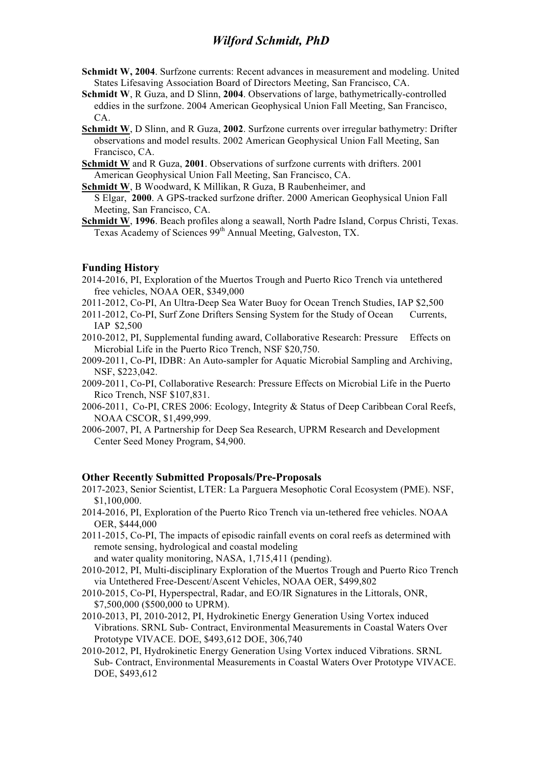**Schmidt W, 2004**. Surfzone currents: Recent advances in measurement and modeling. United States Lifesaving Association Board of Directors Meeting, San Francisco, CA.

**Schmidt W**, R Guza, and D Slinn, **2004**. Observations of large, bathymetrically-controlled eddies in the surfzone. 2004 American Geophysical Union Fall Meeting, San Francisco, CA.

**Schmidt W**, D Slinn, and R Guza, **2002**. Surfzone currents over irregular bathymetry: Drifter observations and model results. 2002 American Geophysical Union Fall Meeting, San Francisco, CA.

**Schmidt W** and R Guza, **2001**. Observations of surfzone currents with drifters. 2001 American Geophysical Union Fall Meeting, San Francisco, CA.

**Schmidt W**, B Woodward, K Millikan, R Guza, B Raubenheimer, and S Elgar, **2000**. A GPS-tracked surfzone drifter. 2000 American Geophysical Union Fall Meeting, San Francisco, CA.

**Schmidt W**, **1996**. Beach profiles along a seawall, North Padre Island, Corpus Christi, Texas. Texas Academy of Sciences 99th Annual Meeting, Galveston, TX.

### Funding History

2014-2016, PI, Exploration of the Muertos Trough and Puerto Rico Trench via untethered free vehicles, NOAA OER, $349,000

2011-2012, Co-PI, An Ultra-Deep Sea Water Buoy for Ocean Trench Studies, IAP $2,500

2011-2012, Co-PI, Surf Zone Drifters Sensing System for the Study of Ocean Currents, IAP $2,500

2010-2012, PI, Supplemental funding award, Collaborative Research: Pressure Effects on Microbial Life in the Puerto Rico Trench, NSF $20,750.

2009-2011, Co-PI, IDBR: An Auto-sampler for Aquatic Microbial Sampling and Archiving, NSF, $223,042.

2009-2011, Co-PI, Collaborative Research: Pressure Effects on Microbial Life in the Puerto Rico Trench, NSF $107,831.

2006-2011, Co-PI, CRES 2006: Ecology, Integrity & Status of Deep Caribbean Coral Reefs, NOAA CSCOR, $1,499,999.

2006-2007, PI, A Partnership for Deep Sea Research, UPRM Research and Development Center Seed Money Program, $4,900.

### Other Recently Submitted Proposals/Pre-Proposals

2017-2023, Senior Scientist, LTER: La Parguera Mesophotic Coral Ecosystem (PME). NSF, $1,100,000.

2014-2016, PI, Exploration of the Puerto Rico Trench via un-tethered free vehicles. NOAA OER, $444,000

2011-2015, Co-PI, The impacts of episodic rainfall events on coral reefs as determined with remote sensing, hydrological and coastal modeling and water quality monitoring, NASA, 1,715,411 (pending).

2010-2012, PI, Multi-disciplinary Exploration of the Muertos Trough and Puerto Rico Trench via Untethered Free-Descent/Ascent Vehicles, NOAA OER, $499,802

2010-2015, Co-PI, Hyperspectral, Radar, and EO/IR Signatures in the Littorals, ONR, $7,500,000 ($500,000 to UPRM).

2010-2013, PI, 2010-2012, PI, Hydrokinetic Energy Generation Using Vortex induced Vibrations. SRNL Sub- Contract, Environmental Measurements in Coastal Waters Over Prototype VIVACE. DOE, $493,612 DOE, 306,740

2010-2012, PI, Hydrokinetic Energy Generation Using Vortex induced Vibrations. SRNL Sub- Contract, Environmental Measurements in Coastal Waters Over Prototype VIVACE. DOE, $493,612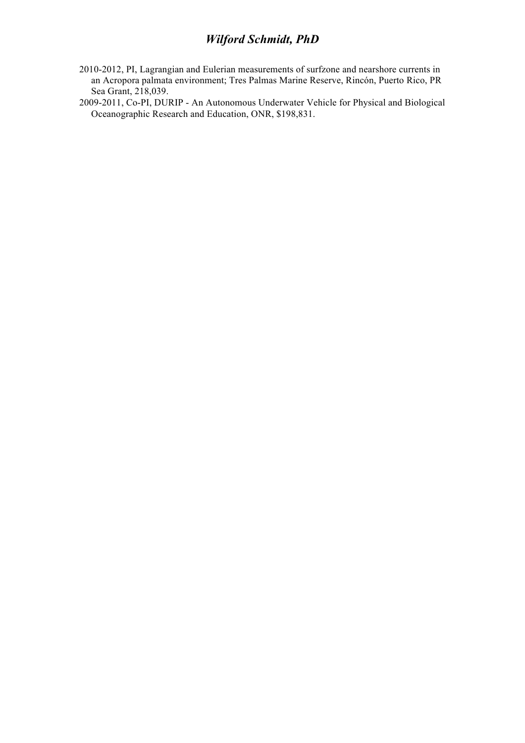2010-2012, PI, Lagrangian and Eulerian measurements of surfzone and nearshore currents in an Acropora palmata environment; Tres Palmas Marine Reserve, Rincón, Puerto Rico, PR Sea Grant, 218,039.

2009-2011, Co-PI, DURIP - An Autonomous Underwater Vehicle for Physical and Biological Oceanographic Research and Education, ONR, $198,831.